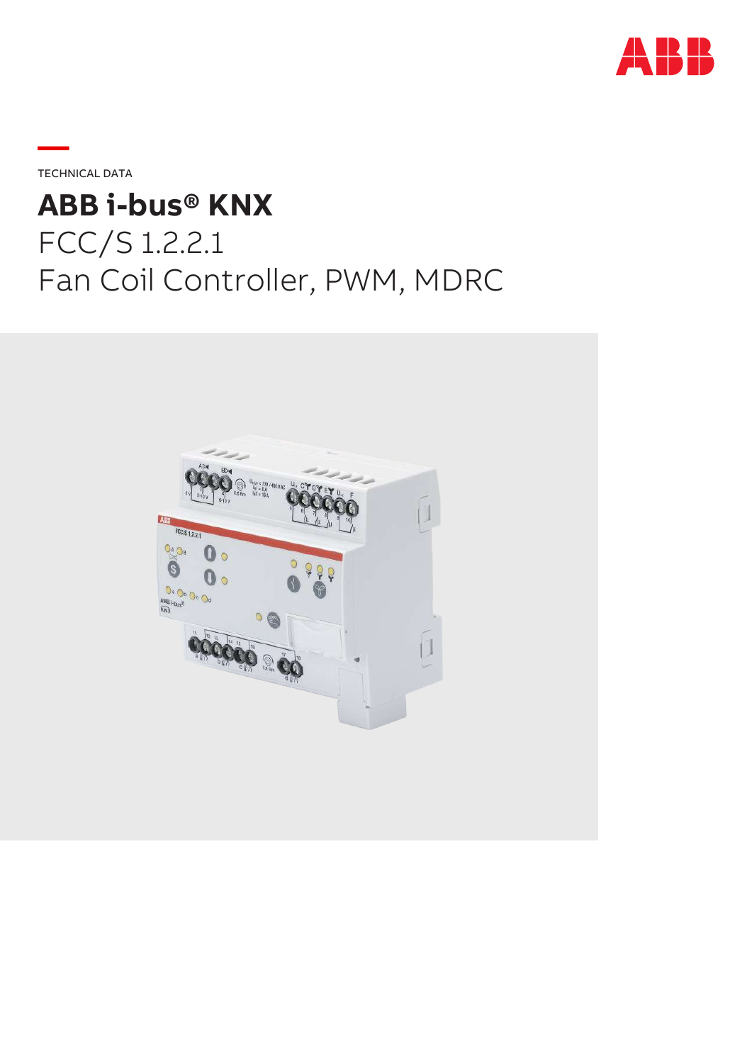TECHNICAL DATA

# ABB i-bus® KNX

## FCC/S 1.2.2.1
## Fan Coil Controller, PWM, MDRC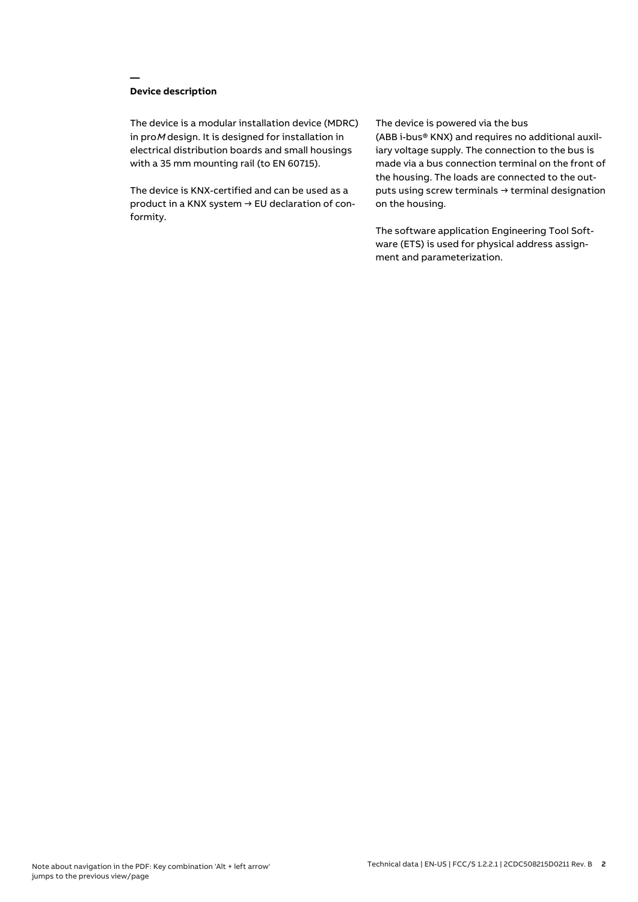## Device description

The device is a modular installation device (MDRC) in pro*M* design. It is designed for installation in electrical distribution boards and small housings with a 35 mm mounting rail (to EN 60715).

The device is KNX-certified and can be used as a product in a KNX system → EU declaration of conformity.

The device is powered via the bus (ABB i-bus® KNX) and requires no additional auxiliary voltage supply. The connection to the bus is made via a bus connection terminal on the front of the housing. The loads are connected to the outputs using screw terminals → terminal designation on the housing.

The software application Engineering Tool Software (ETS) is used for physical address assignment and parameterization.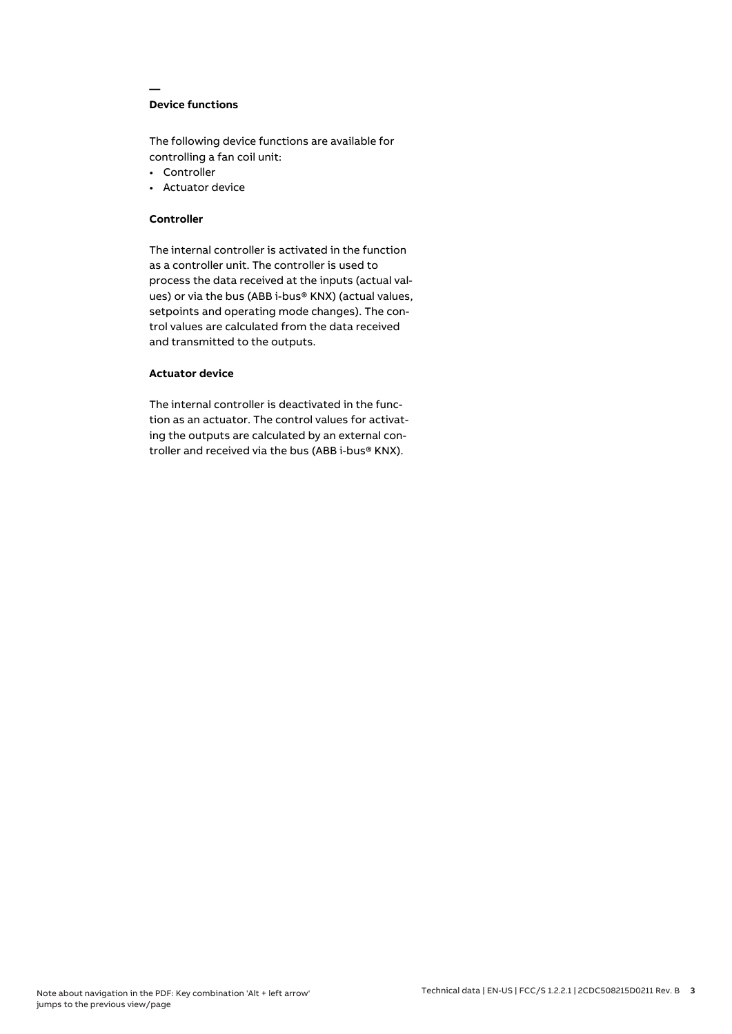## Device functions

The following device functions are available for controlling a fan coil unit:

- Controller
- Actuator device

### Controller

The internal controller is activated in the function as a controller unit. The controller is used to process the data received at the inputs (actual values) or via the bus (ABB i-bus® KNX) (actual values, setpoints and operating mode changes). The control values are calculated from the data received and transmitted to the outputs.

### Actuator device

The internal controller is deactivated in the function as an actuator. The control values for activating the outputs are calculated by an external controller and received via the bus (ABB i-bus® KNX).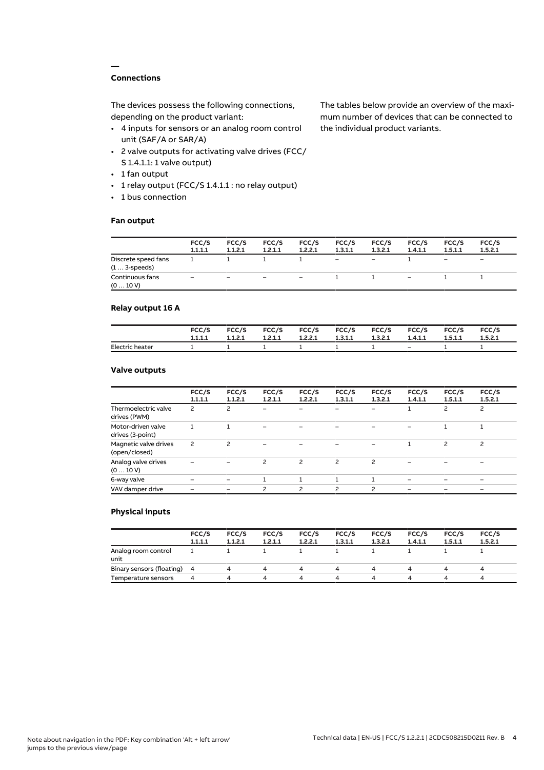## Connections

The devices possess the following connections, depending on the product variant:

- 4 inputs for sensors or an analog room control unit (SAF/A or SAR/A)
- 2 valve outputs for activating valve drives (FCC/S 1.4.1.1: 1 valve output)
- 1 fan output
- 1 relay output (FCC/S 1.4.1.1 : no relay output)
- 1 bus connection

The tables below provide an overview of the maximum number of devices that can be connected to the individual product variants.

### Fan output

| | FCC/S 1.1.1.1 | FCC/S 1.1.2.1 | FCC/S 1.2.1.1 | FCC/S 1.2.2.1 | FCC/S 1.3.1.1 | FCC/S 1.3.2.1 | FCC/S 1.4.1.1 | FCC/S 1.5.1.1 | FCC/S 1.5.2.1 |
|---|---|---|---|---|---|---|---|---|---|
| Discrete speed fans (1 … 3-speeds) | 1 | 1 | 1 | 1 | – | – | 1 | – | – |
| Continuous fans (0 … 10 V) | – | – | – | – | 1 | 1 | – | 1 | 1 |

### Relay output 16 A

| | FCC/S 1.1.1.1 | FCC/S 1.1.2.1 | FCC/S 1.2.1.1 | FCC/S 1.2.2.1 | FCC/S 1.3.1.1 | FCC/S 1.3.2.1 | FCC/S 1.4.1.1 | FCC/S 1.5.1.1 | FCC/S 1.5.2.1 |
|---|---|---|---|---|---|---|---|---|---|
| Electric heater | 1 | 1 | 1 | 1 | 1 | 1 | – | 1 | 1 |

### Valve outputs

| | FCC/S 1.1.1.1 | FCC/S 1.1.2.1 | FCC/S 1.2.1.1 | FCC/S 1.2.2.1 | FCC/S 1.3.1.1 | FCC/S 1.3.2.1 | FCC/S 1.4.1.1 | FCC/S 1.5.1.1 | FCC/S 1.5.2.1 |
|---|---|---|---|---|---|---|---|---|---|
| Thermoelectric valve drives (PWM) | 2 | 2 | – | – | – | – | 1 | 2 | 2 |
| Motor-driven valve drives (3-point) | 1 | 1 | – | – | – | – | – | 1 | 1 |
| Magnetic valve drives (open/closed) | 2 | 2 | – | – | – | – | 1 | 2 | 2 |
| Analog valve drives (0 … 10 V) | – | – | 2 | 2 | 2 | 2 | – | – | – |
| 6-way valve | – | – | 1 | 1 | 1 | 1 | – | – | – |
| VAV damper drive | – | – | 2 | 2 | 2 | 2 | – | – | – |

### Physical inputs

| | FCC/S 1.1.1.1 | FCC/S 1.1.2.1 | FCC/S 1.2.1.1 | FCC/S 1.2.2.1 | FCC/S 1.3.1.1 | FCC/S 1.3.2.1 | FCC/S 1.4.1.1 | FCC/S 1.5.1.1 | FCC/S 1.5.2.1 |
|---|---|---|---|---|---|---|---|---|---|
| Analog room control unit | 1 | 1 | 1 | 1 | 1 | 1 | 1 | 1 | 1 |
| Binary sensors (floating) | 4 | 4 | 4 | 4 | 4 | 4 | 4 | 4 | 4 |
| Temperature sensors | 4 | 4 | 4 | 4 | 4 | 4 | 4 | 4 | 4 |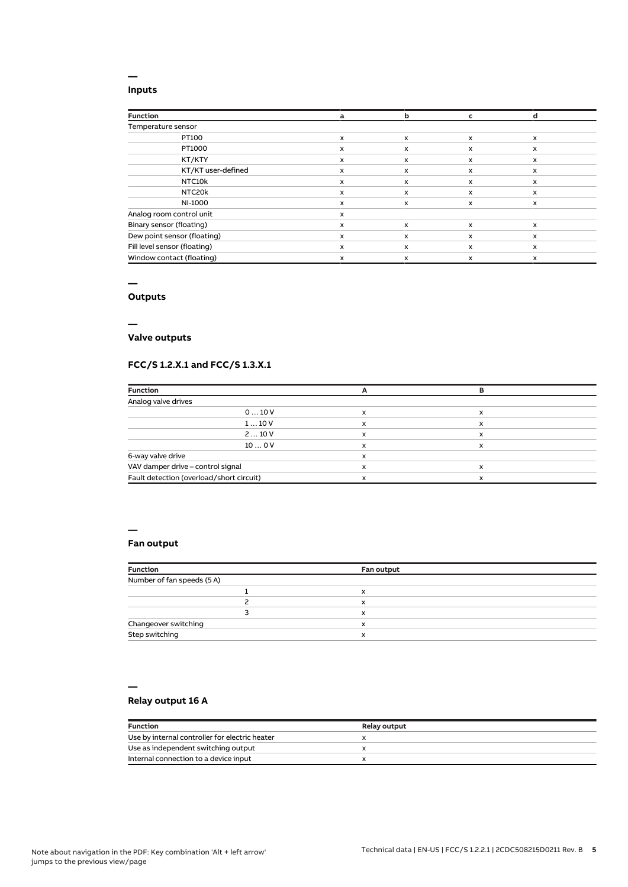## Inputs

| Function | a | b | c | d |
|---|---|---|---|---|
| Temperature sensor | | | | |
| PT100 | x | x | x | x |
| PT1000 | x | x | x | x |
| KT/KTY | x | x | x | x |
| KT/KT user-defined | x | x | x | x |
| NTC10k | x | x | x | x |
| NTC20k | x | x | x | x |
| NI-1000 | x | x | x | x |
| Analog room control unit | x | | | |
| Binary sensor (floating) | x | x | x | x |
| Dew point sensor (floating) | x | x | x | x |
| Fill level sensor (floating) | x | x | x | x |
| Window contact (floating) | x | x | x | x |

## Outputs

## Valve outputs

### FCC/S 1.2.X.1 and FCC/S 1.3.X.1

| Function | A | B |
|---|---|---|
| Analog valve drives | | |
| 0 … 10 V | x | x |
| 1 … 10 V | x | x |
| 2 … 10 V | x | x |
| 10 … 0 V | x | x |
| 6-way valve drive | x | |
| VAV damper drive – control signal | x | x |
| Fault detection (overload/short circuit) | x | x |

## Fan output

| Function | Fan output |
|---|---|
| Number of fan speeds (5 A) | |
| 1 | x |
| 2 | x |
| 3 | x |
| Changeover switching | x |
| Step switching | x |

## Relay output 16 A

| Function | Relay output |
|---|---|
| Use by internal controller for electric heater | x |
| Use as independent switching output | x |
| Internal connection to a device input | x |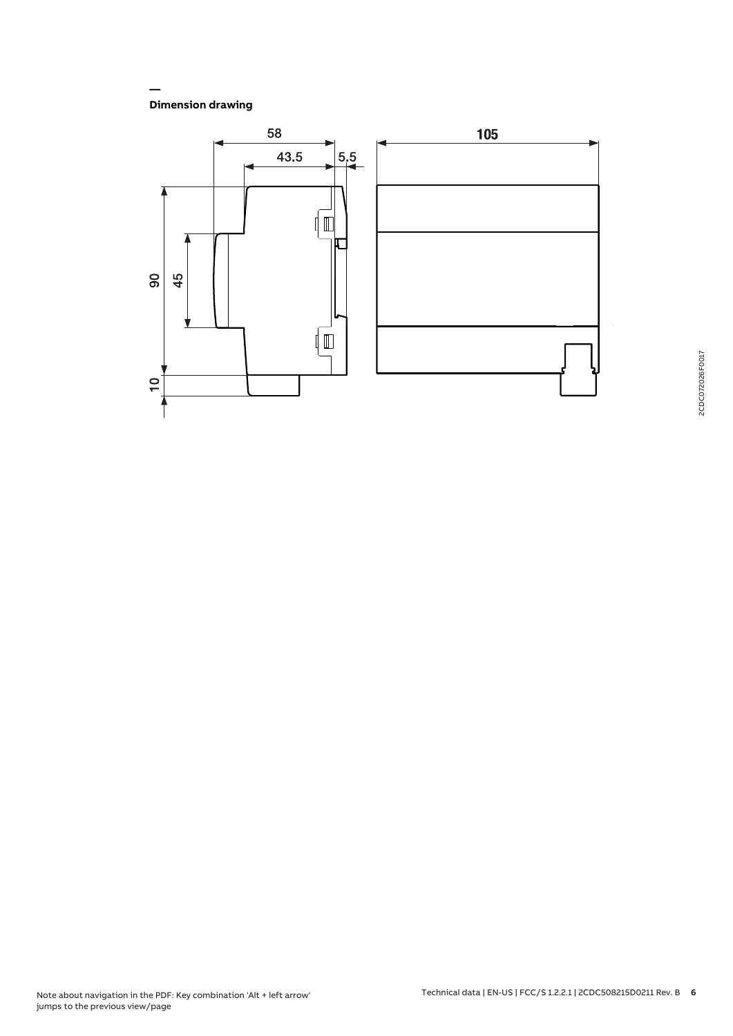## Dimension drawing

58

43.5

5.5

105

90

45

10

2CDC072026F0017

Note about navigation in the PDF: Key combination 'Alt + left arrow' jumps to the previous view/page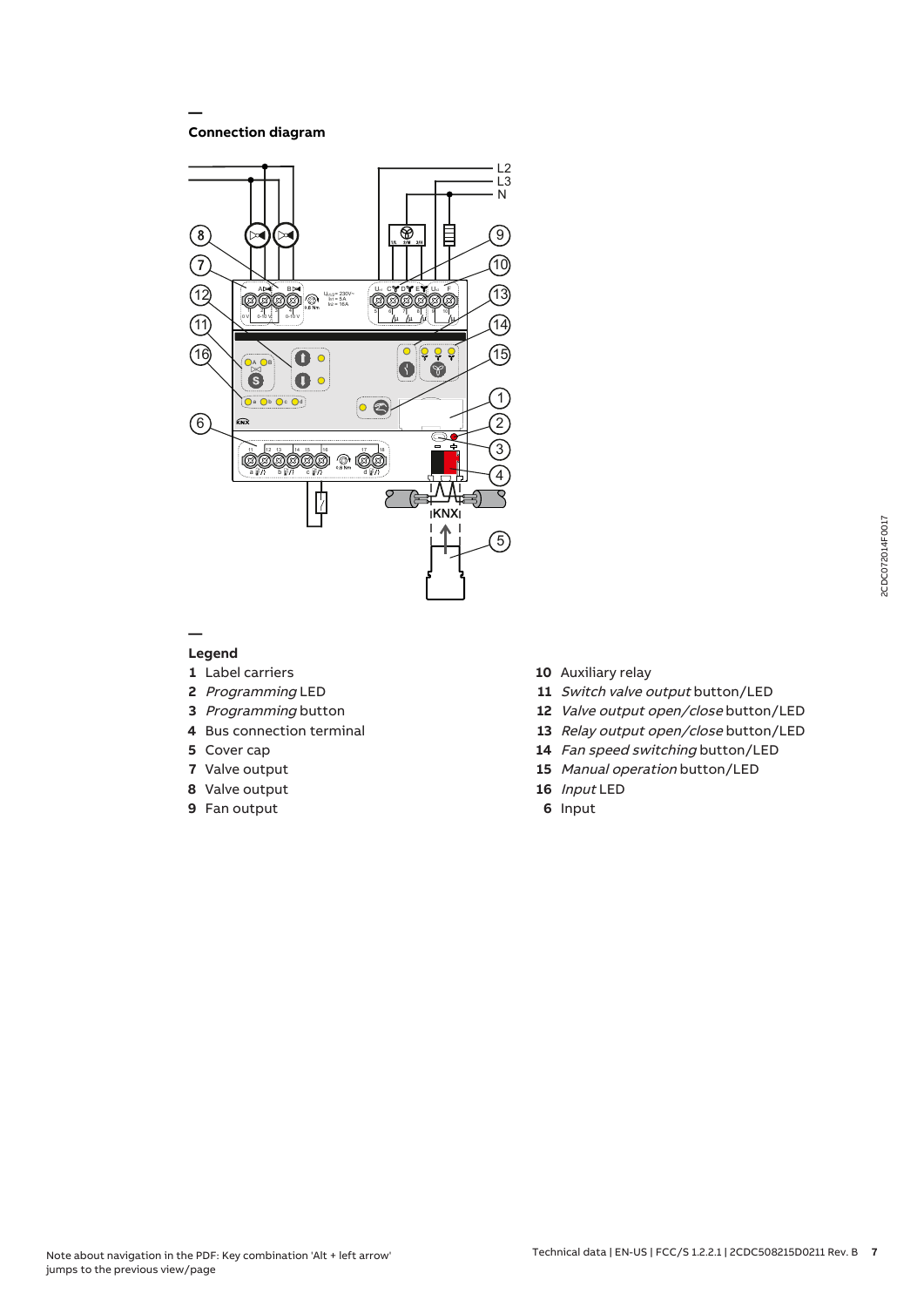## Connection diagram

## Legend

**1** Label carriers

**2** *Programming* LED

**3** *Programming* button

**4** Bus connection terminal

**5** Cover cap

**7** Valve output

**8** Valve output

**9** Fan output

**10** Auxiliary relay

**11** *Switch valve output* button/LED

**12** *Valve output open/close* button/LED

**13** *Relay output open/close* button/LED

**14** *Fan speed switching* button/LED

**15** *Manual operation* button/LED

**16** *Input* LED

**6** Input

Note about navigation in the PDF: Key combination 'Alt + left arrow' jumps to the previous view/page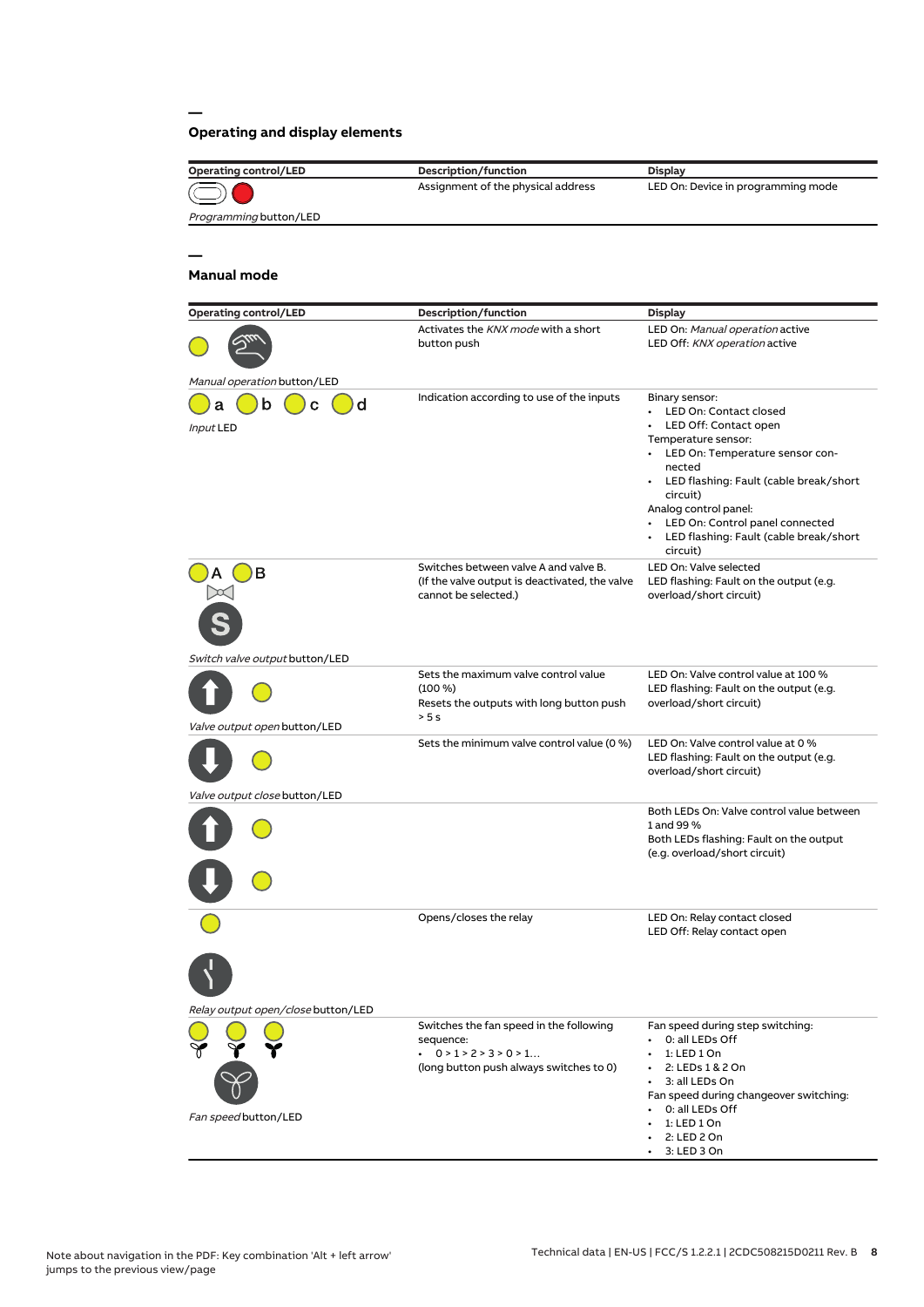## Operating and display elements

| Operating control/LED | Description/function | Display |
|---|---|---|
| *Programming* button/LED | Assignment of the physical address | LED On: Device in programming mode |

## Manual mode

| Operating control/LED | Description/function | Display |
|---|---|---|
| *Manual operation* button/LED | Activates the *KNX mode* with a short button push | LED On: *Manual operation* active<br>LED Off: *KNX operation* active |
| a b c d<br>*Input* LED | Indication according to use of the inputs | Binary sensor:<br>• LED On: Contact closed<br>• LED Off: Contact open<br>Temperature sensor:<br>• LED On: Temperature sensor connected<br>• LED flashing: Fault (cable break/short circuit)<br>Analog control panel:<br>• LED On: Control panel connected<br>• LED flashing: Fault (cable break/short circuit) |
| A B<br>*Switch valve output* button/LED | Switches between valve A and valve B.<br>(If the valve output is deactivated, the valve cannot be selected.) | LED On: Valve selected<br>LED flashing: Fault on the output (e.g. overload/short circuit) |
| *Valve output open* button/LED | Sets the maximum valve control value (100 %)<br>Resets the outputs with long button push > 5 s | LED On: Valve control value at 100 %<br>LED flashing: Fault on the output (e.g. overload/short circuit) |
| *Valve output close* button/LED | Sets the minimum valve control value (0 %) | LED On: Valve control value at 0 %<br>LED flashing: Fault on the output (e.g. overload/short circuit) |
| | | Both LEDs On: Valve control value between 1 and 99 %<br>Both LEDs flashing: Fault on the output (e.g. overload/short circuit) |
| *Relay output open/close* button/LED | Opens/closes the relay | LED On: Relay contact closed<br>LED Off: Relay contact open |
| *Fan speed* button/LED | Switches the fan speed in the following sequence:<br>• 0 > 1 > 2 > 3 > 0 > 1...<br>(long button push always switches to 0) | Fan speed during step switching:<br>• 0: all LEDs Off<br>• 1: LED 1 On<br>• 2: LEDs 1 & 2 On<br>• 3: all LEDs On<br>Fan speed during changeover switching:<br>• 0: all LEDs Off<br>• 1: LED 1 On<br>• 2: LED 2 On<br>• 3: LED 3 On |

Note about navigation in the PDF: Key combination 'Alt + left arrow' jumps to the previous view/page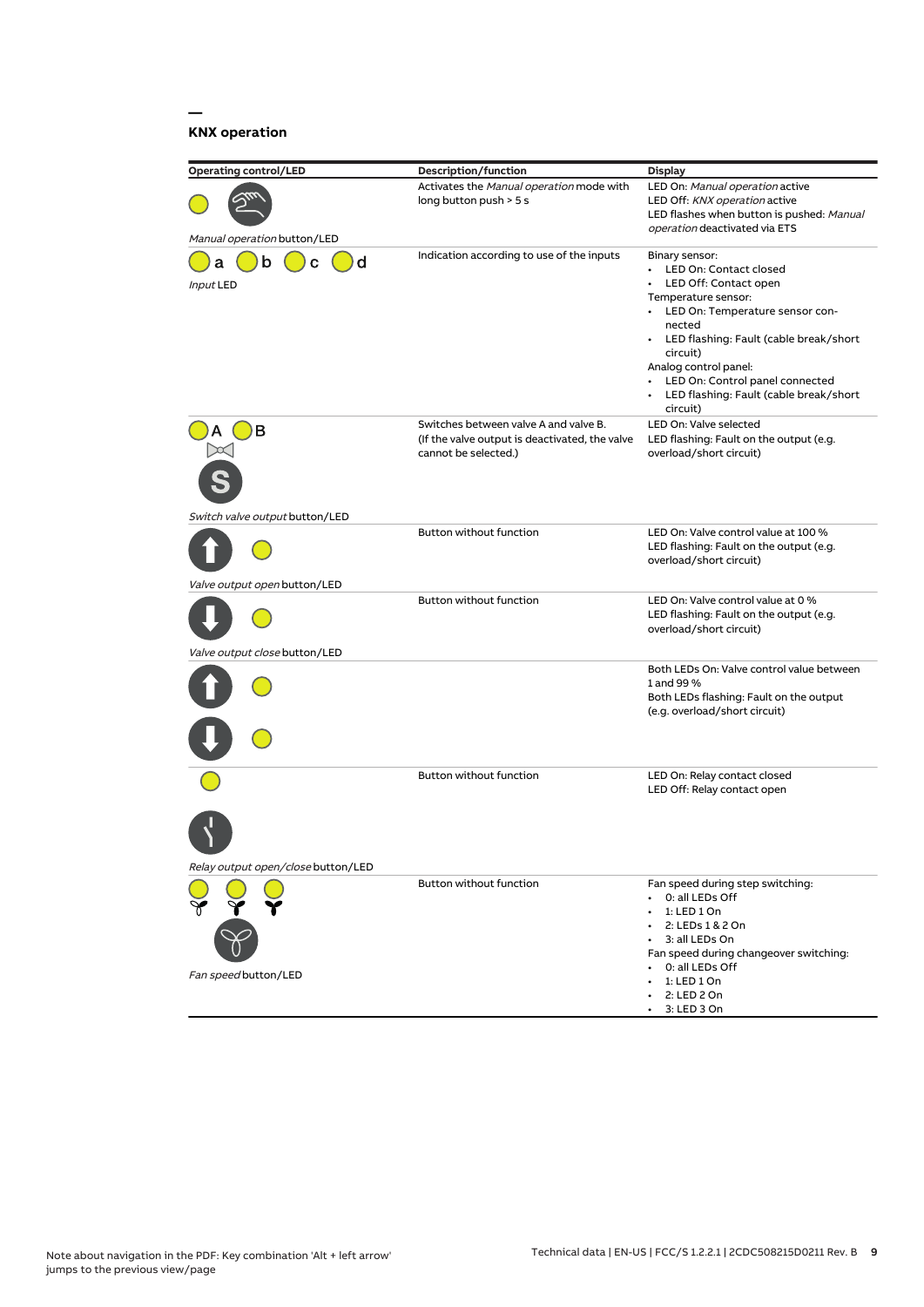## KNX operation

| Operating control/LED | Description/function | Display |
|---|---|---|
| *Manual operation* button/LED | Activates the *Manual operation* mode with long button push > 5 s | LED On: *Manual operation* active<br>LED Off: *KNX operation* active<br>LED flashes when button is pushed: *Manual operation* deactivated via ETS |
| a b c d<br>*Input* LED | Indication according to use of the inputs | Binary sensor:<br>• LED On: Contact closed<br>• LED Off: Contact open<br>Temperature sensor:<br>• LED On: Temperature sensor connected<br>• LED flashing: Fault (cable break/short circuit)<br>Analog control panel:<br>• LED On: Control panel connected<br>• LED flashing: Fault (cable break/short circuit) |
| A B<br>*Switch valve output* button/LED | Switches between valve A and valve B.<br>(If the valve output is deactivated, the valve cannot be selected.) | LED On: Valve selected<br>LED flashing: Fault on the output (e.g. overload/short circuit) |
| *Valve output open* button/LED | Button without function | LED On: Valve control value at 100 %<br>LED flashing: Fault on the output (e.g. overload/short circuit) |
| *Valve output close* button/LED | Button without function | LED On: Valve control value at 0 %<br>LED flashing: Fault on the output (e.g. overload/short circuit) |
| | | Both LEDs On: Valve control value between 1 and 99 %<br>Both LEDs flashing: Fault on the output (e.g. overload/short circuit) |
| *Relay output open/close* button/LED | Button without function | LED On: Relay contact closed<br>LED Off: Relay contact open |
| *Fan speed* button/LED | Button without function | Fan speed during step switching:<br>• 0: all LEDs Off<br>• 1: LED 1 On<br>• 2: LEDs 1 & 2 On<br>• 3: all LEDs On<br>Fan speed during changeover switching:<br>• 0: all LEDs Off<br>• 1: LED 1 On<br>• 2: LED 2 On<br>• 3: LED 3 On |

Note about navigation in the PDF: Key combination 'Alt + left arrow' jumps to the previous view/page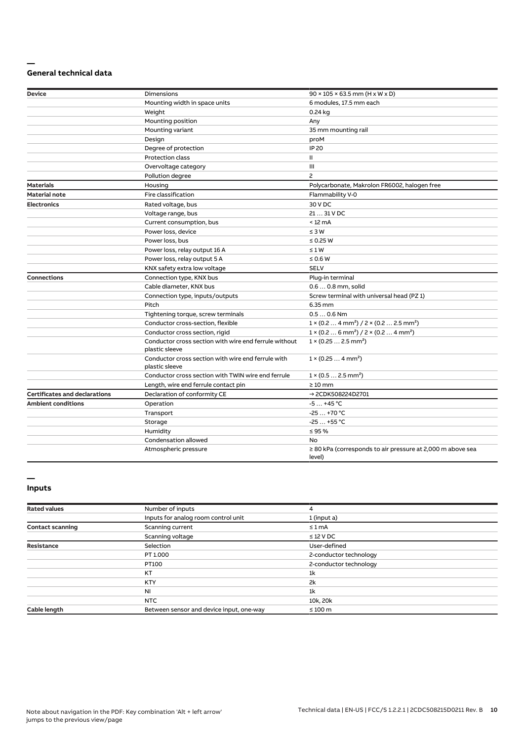## General technical data

| Device | Dimensions | 90 × 105 × 63.5 mm (H x W x D) |
|---|---|---|
| | Mounting width in space units | 6 modules, 17.5 mm each |
| | Weight | 0.24 kg |
| | Mounting position | Any |
| | Mounting variant | 35 mm mounting rail |
| | Design | proM |
| | Degree of protection | IP 20 |
| | Protection class | II |
| | Overvoltage category | III |
| | Pollution degree | 2 |
| **Materials** | Housing | Polycarbonate, Makrolon FR6002, halogen free |
| **Material note** | Fire classification | Flammability V-0 |
| **Electronics** | Rated voltage, bus | 30 V DC |
| | Voltage range, bus | 21 … 31 V DC |
| | Current consumption, bus | < 12 mA |
| | Power loss, device | ≤ 3 W |
| | Power loss, bus | ≤ 0.25 W |
| | Power loss, relay output 16 A | ≤ 1 W |
| | Power loss, relay output 5 A | ≤ 0.6 W |
| | KNX safety extra low voltage | SELV |
| **Connections** | Connection type, KNX bus | Plug-in terminal |
| | Cable diameter, KNX bus | 0.6 … 0.8 mm, solid |
| | Connection type, inputs/outputs | Screw terminal with universal head (PZ 1) |
| | Pitch | 6.35 mm |
| | Tightening torque, screw terminals | 0.5 … 0.6 Nm |
| | Conductor cross-section, flexible | 1 × (0.2 … 4 mm²) / 2 × (0.2 … 2.5 mm²) |
| | Conductor cross section, rigid | 1 × (0.2 … 6 mm²) / 2 × (0.2 … 4 mm²) |
| | Conductor cross section with wire end ferrule without plastic sleeve | 1 × (0.25 … 2.5 mm²) |
| | Conductor cross section with wire end ferrule with plastic sleeve | 1 × (0.25 … 4 mm²) |
| | Conductor cross section with TWIN wire end ferrule | 1 × (0.5 … 2.5 mm²) |
| | Length, wire end ferrule contact pin | ≥ 10 mm |
| **Certificates and declarations** | Declaration of conformity CE | → 2CDK508224D2701 |
| **Ambient conditions** | Operation | -5 … +45 °C |
| | Transport | -25 … +70 °C |
| | Storage | -25 … +55 °C |
| | Humidity | ≤ 95 % |
| | Condensation allowed | No |
| | Atmospheric pressure | ≥ 80 kPa (corresponds to air pressure at 2,000 m above sea level) |

## Inputs

| Rated values | Number of inputs | 4 |
|---|---|---|
| | Inputs for analog room control unit | 1 (input a) |
| **Contact scanning** | Scanning current | ≤ 1 mA |
| | Scanning voltage | ≤ 12 V DC |
| **Resistance** | Selection | User-defined |
| | PT 1.000 | 2-conductor technology |
| | PT100 | 2-conductor technology |
| | KT | 1k |
| | KTY | 2k |
| | NI | 1k |
| | NTC | 10k, 20k |
| **Cable length** | Between sensor and device input, one-way | ≤ 100 m |

Note about navigation in the PDF: Key combination 'Alt + left arrow' jumps to the previous view/page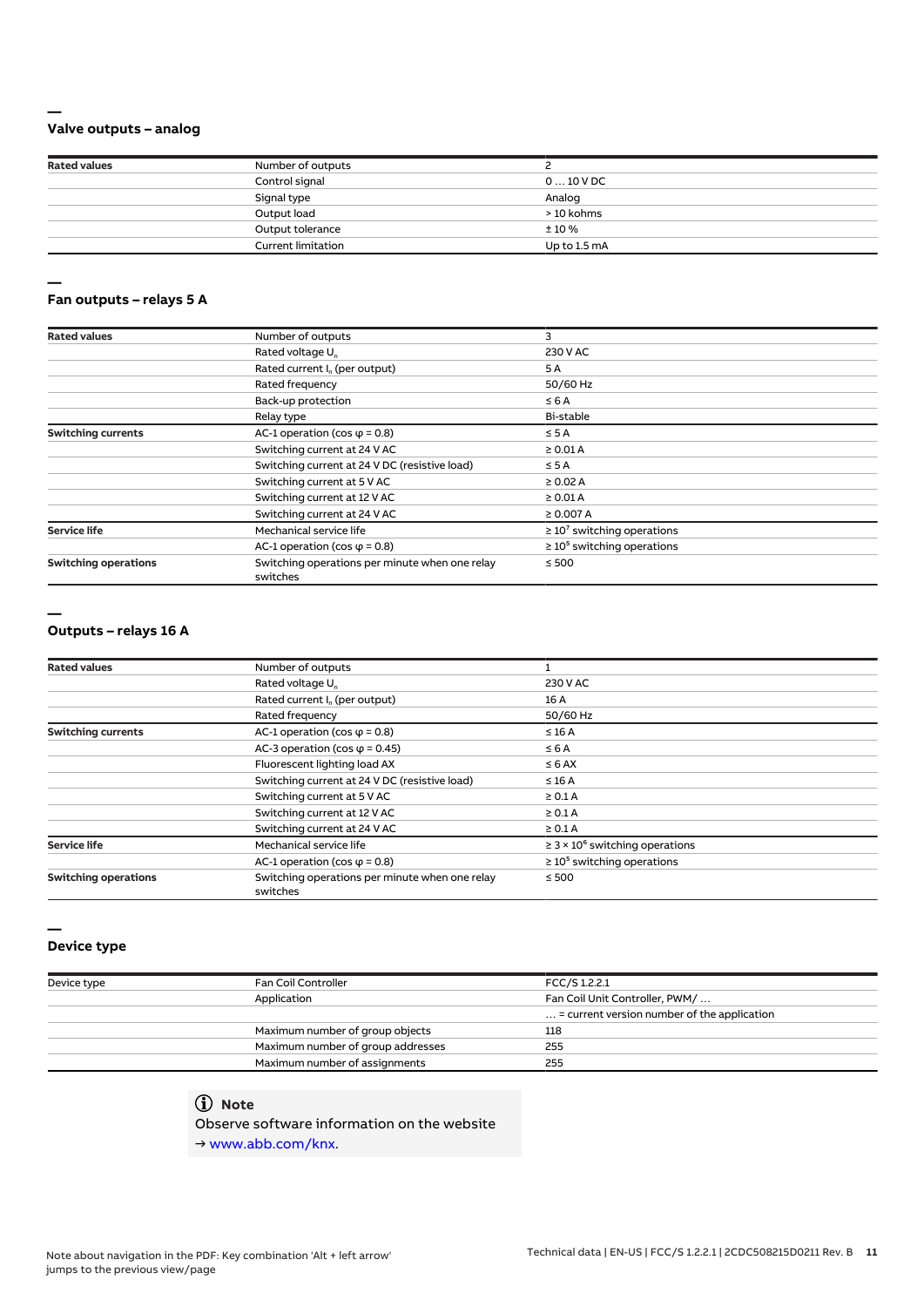## Valve outputs – analog

| Rated values | Number of outputs | 2 |
| --- | --- | --- |
| | Control signal | 0 … 10 V DC |
| | Signal type | Analog |
| | Output load | > 10 kohms |
| | Output tolerance | ± 10 % |
| | Current limitation | Up to 1.5 mA |

## Fan outputs – relays 5 A

| Rated values | Number of outputs | 3 |
| --- | --- | --- |
| | Rated voltage $U_n$ | 230 V AC |
| | Rated current $I_n$ (per output) | 5 A |
| | Rated frequency | 50/60 Hz |
| | Back-up protection | ≤ 6 A |
| | Relay type | Bi-stable |
| Switching currents | AC-1 operation (cos φ = 0.8) | ≤ 5 A |
| | Switching current at 24 V AC | ≥ 0.01 A |
| | Switching current at 24 V DC (resistive load) | ≤ 5 A |
| | Switching current at 5 V AC | ≥ 0.02 A |
| | Switching current at 12 V AC | ≥ 0.01 A |
| | Switching current at 24 V AC | ≥ 0.007 A |
| Service life | Mechanical service life | ≥ $10^7$ switching operations |
| | AC-1 operation (cos φ = 0.8) | ≥ $10^5$ switching operations |
| Switching operations | Switching operations per minute when one relay switches | ≤ 500 |

## Outputs – relays 16 A

| Rated values | Number of outputs | 1 |
| --- | --- | --- |
| | Rated voltage $U_n$ | 230 V AC |
| | Rated current $I_n$ (per output) | 16 A |
| | Rated frequency | 50/60 Hz |
| Switching currents | AC-1 operation (cos φ = 0.8) | ≤ 16 A |
| | AC-3 operation (cos φ = 0.45) | ≤ 6 A |
| | Fluorescent lighting load AX | ≤ 6 AX |
| | Switching current at 24 V DC (resistive load) | ≤ 16 A |
| | Switching current at 5 V AC | ≥ 0.1 A |
| | Switching current at 12 V AC | ≥ 0.1 A |
| | Switching current at 24 V AC | ≥ 0.1 A |
| Service life | Mechanical service life | ≥ $3 \times 10^6$ switching operations |
| | AC-1 operation (cos φ = 0.8) | ≥ $10^5$ switching operations |
| Switching operations | Switching operations per minute when one relay switches | ≤ 500 |

## Device type

| Device type | Fan Coil Controller | FCC/S 1.2.2.1 |
| --- | --- | --- |
| | Application | Fan Coil Unit Controller, PWM/ … |
| | | … = current version number of the application |
| | Maximum number of group objects | 118 |
| | Maximum number of group addresses | 255 |
| | Maximum number of assignments | 255 |

**Note**

Observe software information on the website
→ www.abb.com/knx.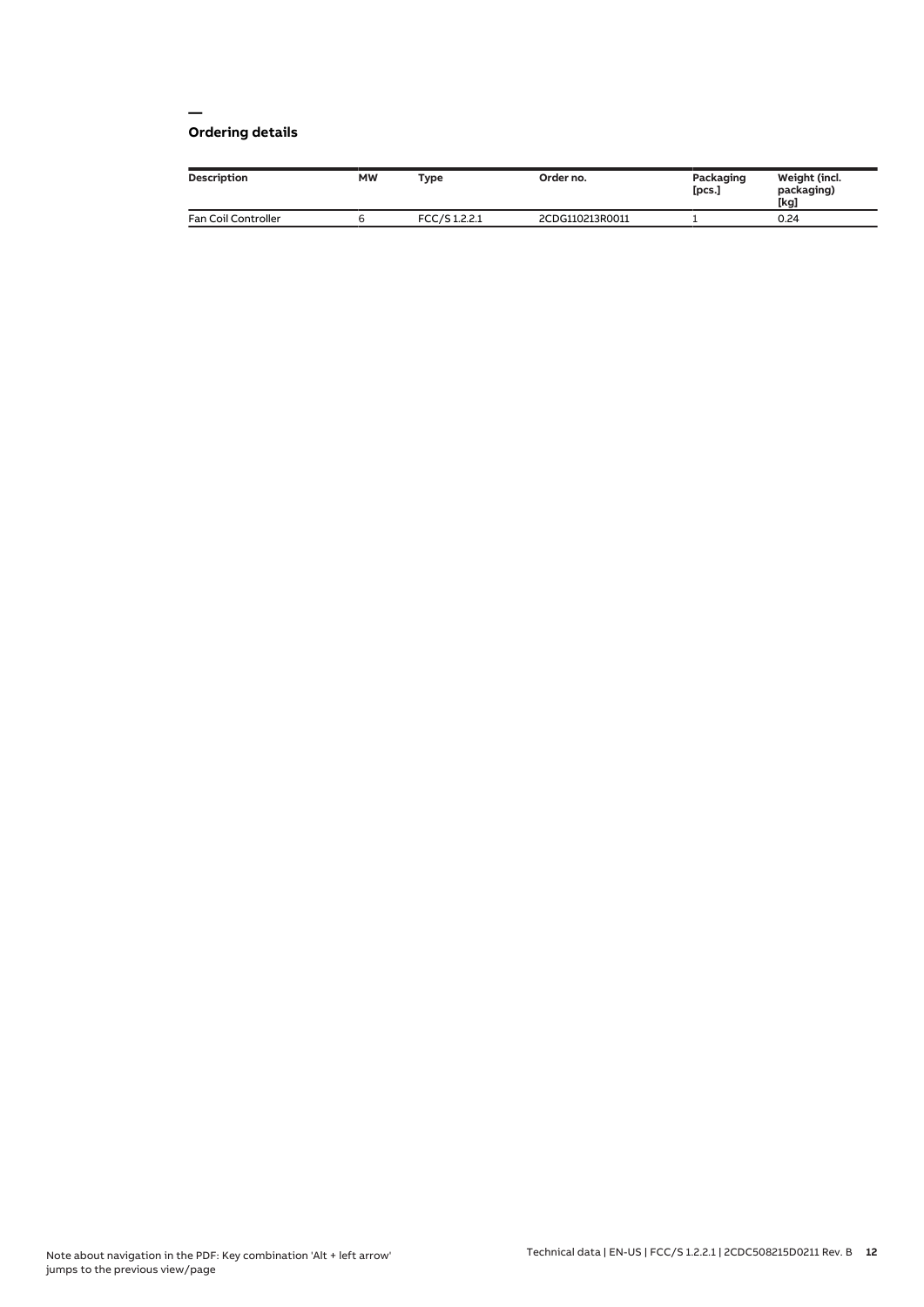## Ordering details

| Description | MW | Type | Order no. | Packaging [pcs.] | Weight (incl. packaging) [kg] |
| --- | --- | --- | --- | --- | --- |
| Fan Coil Controller | 6 | FCC/S 1.2.2.1 | 2CDG110213R0011 | 1 | 0.24 |

Note about navigation in the PDF: Key combination 'Alt + left arrow' jumps to the previous view/page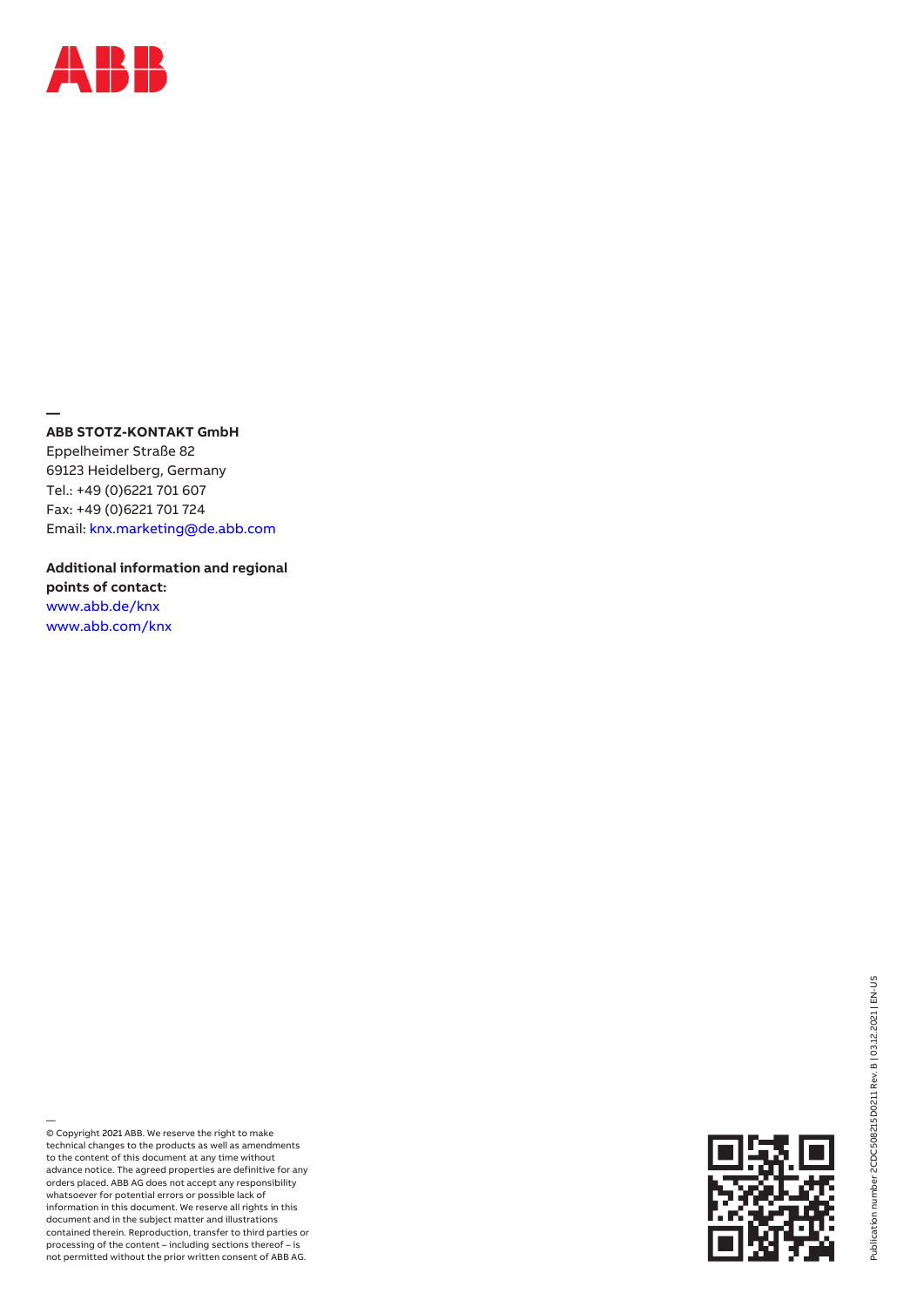—

**ABB STOTZ-KONTAKT GmbH**
Eppelheimer Straße 82
69123 Heidelberg, Germany
Tel.: +49 (0)6221 701 607
Fax: +49 (0)6221 701 724
Email: knx.marketing@de.abb.com

**Additional information and regional points of contact:**
www.abb.de/knx
www.abb.com/knx

—
© Copyright 2021 ABB. We reserve the right to make technical changes to the products as well as amendments to the content of this document at any time without advance notice. The agreed properties are definitive for any orders placed. ABB AG does not accept any responsibility whatsoever for potential errors or possible lack of information in this document. We reserve all rights in this document and in the subject matter and illustrations contained therein. Reproduction, transfer to third parties or processing of the content – including sections thereof – is not permitted without the prior written consent of ABB AG.

Publication number 2CDC508215D0211 Rev. B | 03.12.2021 | EN-US